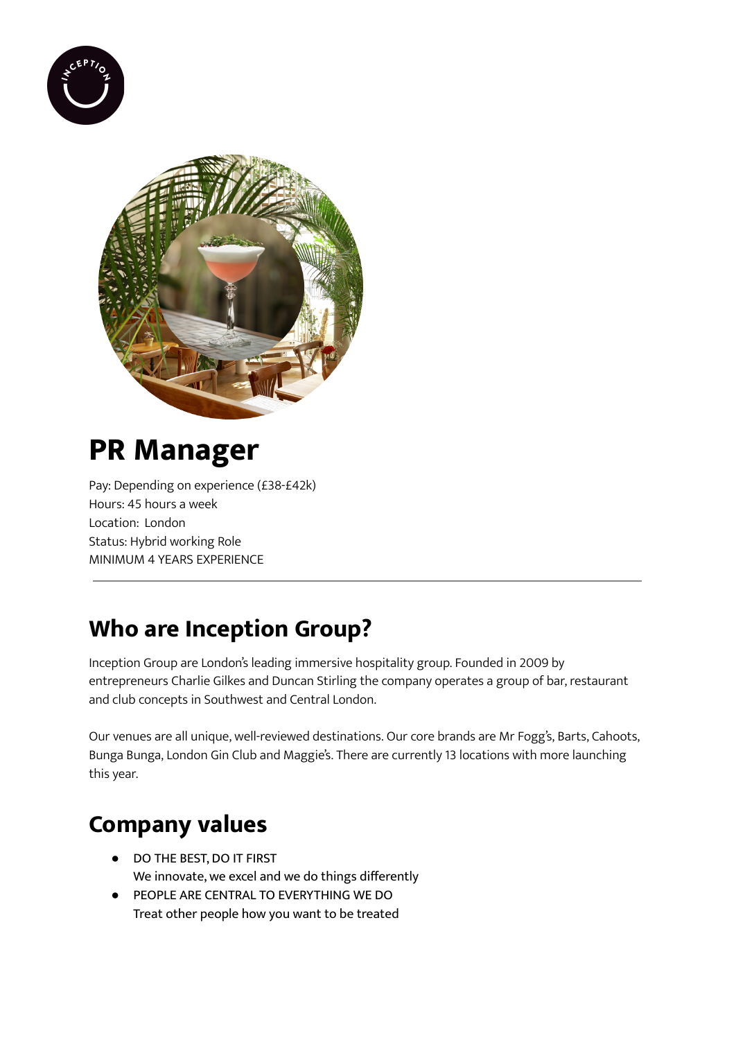# PR Manager

Pay: Depending on experience (£38-£42k)
Hours: 45 hours a week
Location: London
Status: Hybrid working Role
MINIMUM 4 YEARS EXPERIENCE

---

## Who are Inception Group?

Inception Group are London's leading immersive hospitality group. Founded in 2009 by entrepreneurs Charlie Gilkes and Duncan Stirling the company operates a group of bar, restaurant and club concepts in Southwest and Central London.

Our venues are all unique, well-reviewed destinations. Our core brands are Mr Fogg's, Barts, Cahoots, Bunga Bunga, London Gin Club and Maggie's. There are currently 13 locations with more launching this year.

## Company values

- DO THE BEST, DO IT FIRST
  We innovate, we excel and we do things differently
- PEOPLE ARE CENTRAL TO EVERYTHING WE DO
  Treat other people how you want to be treated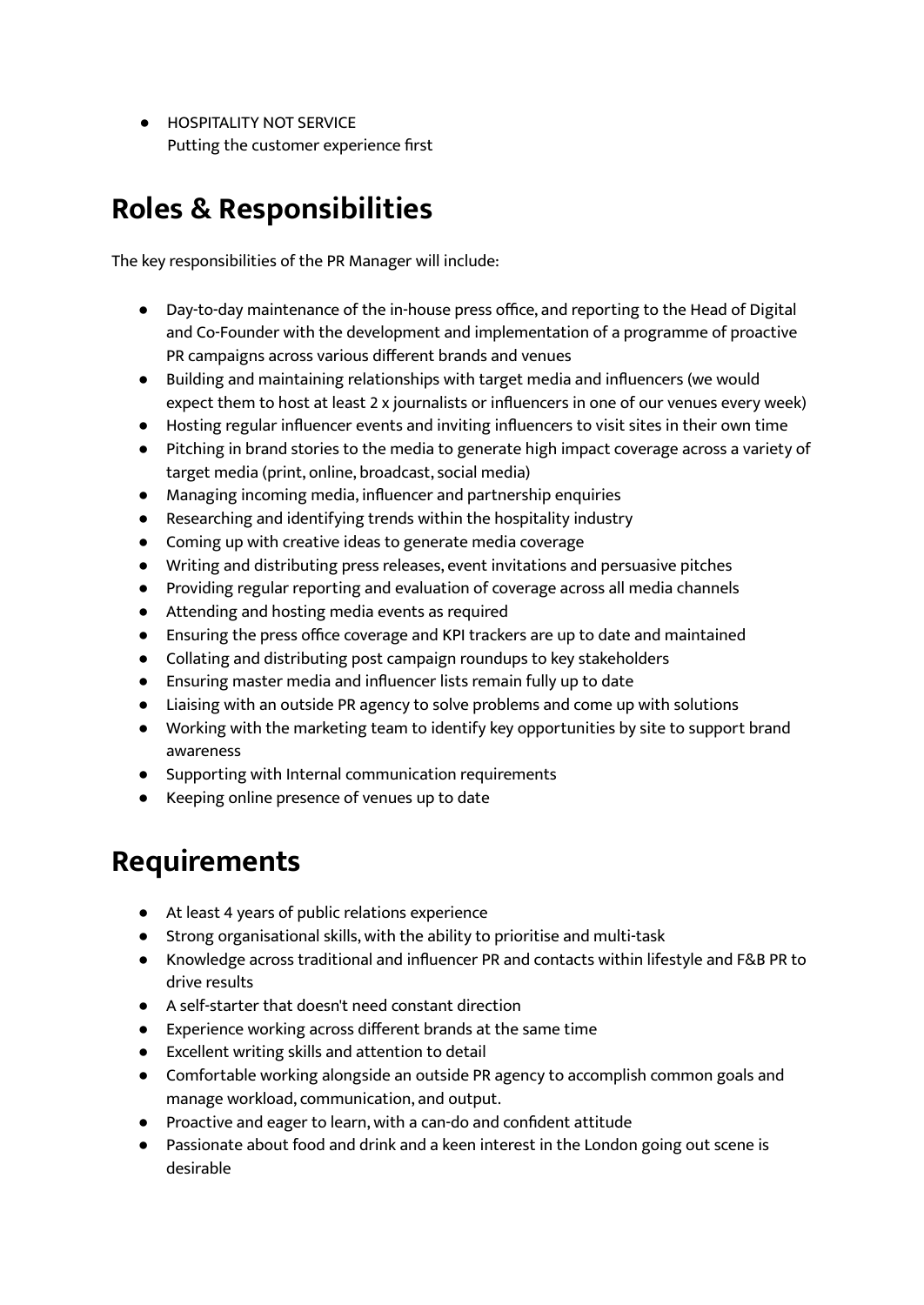- HOSPITALITY NOT SERVICE
  Putting the customer experience first

## Roles & Responsibilities

The key responsibilities of the PR Manager will include:

- Day-to-day maintenance of the in-house press office, and reporting to the Head of Digital and Co-Founder with the development and implementation of a programme of proactive PR campaigns across various different brands and venues
- Building and maintaining relationships with target media and influencers (we would expect them to host at least 2 x journalists or influencers in one of our venues every week)
- Hosting regular influencer events and inviting influencers to visit sites in their own time
- Pitching in brand stories to the media to generate high impact coverage across a variety of target media (print, online, broadcast, social media)
- Managing incoming media, influencer and partnership enquiries
- Researching and identifying trends within the hospitality industry
- Coming up with creative ideas to generate media coverage
- Writing and distributing press releases, event invitations and persuasive pitches
- Providing regular reporting and evaluation of coverage across all media channels
- Attending and hosting media events as required
- Ensuring the press office coverage and KPI trackers are up to date and maintained
- Collating and distributing post campaign roundups to key stakeholders
- Ensuring master media and influencer lists remain fully up to date
- Liaising with an outside PR agency to solve problems and come up with solutions
- Working with the marketing team to identify key opportunities by site to support brand awareness
- Supporting with Internal communication requirements
- Keeping online presence of venues up to date

## Requirements

- At least 4 years of public relations experience
- Strong organisational skills, with the ability to prioritise and multi-task
- Knowledge across traditional and influencer PR and contacts within lifestyle and F&B PR to drive results
- A self-starter that doesn't need constant direction
- Experience working across different brands at the same time
- Excellent writing skills and attention to detail
- Comfortable working alongside an outside PR agency to accomplish common goals and manage workload, communication, and output.
- Proactive and eager to learn, with a can-do and confident attitude
- Passionate about food and drink and a keen interest in the London going out scene is desirable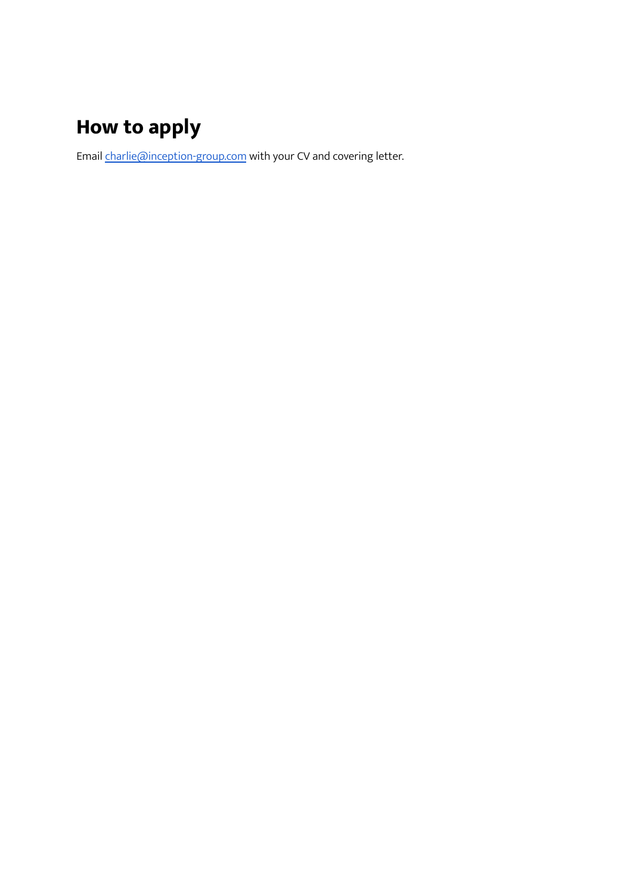# How to apply

Email charlie@inception-group.com with your CV and covering letter.